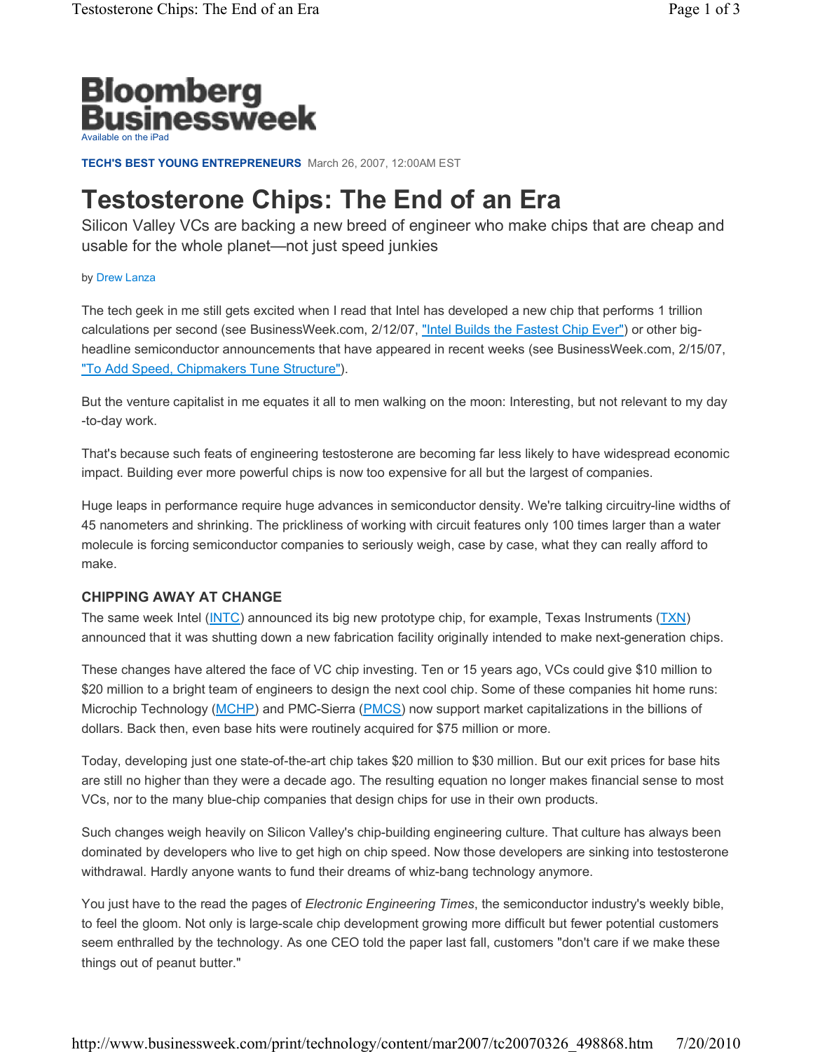Bloomberg Businessweek

Available on the iPad

**TECH'S BEST YOUNG ENTREPRENEURS** March 26, 2007, 12:00AM EST

# Testosterone Chips: The End of an Era

Silicon Valley VCs are backing a new breed of engineer who make chips that are cheap and usable for the whole planet—not just speed junkies

by Drew Lanza

The tech geek in me still gets excited when I read that Intel has developed a new chip that performs 1 trillion calculations per second (see BusinessWeek.com, 2/12/07, "Intel Builds the Fastest Chip Ever") or other big-headline semiconductor announcements that have appeared in recent weeks (see BusinessWeek.com, 2/15/07, "To Add Speed, Chipmakers Tune Structure").

But the venture capitalist in me equates it all to men walking on the moon: Interesting, but not relevant to my day-to-day work.

That's because such feats of engineering testosterone are becoming far less likely to have widespread economic impact. Building ever more powerful chips is now too expensive for all but the largest of companies.

Huge leaps in performance require huge advances in semiconductor density. We're talking circuitry-line widths of 45 nanometers and shrinking. The prickliness of working with circuit features only 100 times larger than a water molecule is forcing semiconductor companies to seriously weigh, case by case, what they can really afford to make.

### CHIPPING AWAY AT CHANGE

The same week Intel (INTC) announced its big new prototype chip, for example, Texas Instruments (TXN) announced that it was shutting down a new fabrication facility originally intended to make next-generation chips.

These changes have altered the face of VC chip investing. Ten or 15 years ago, VCs could give $10 million to $20 million to a bright team of engineers to design the next cool chip. Some of these companies hit home runs: Microchip Technology (MCHP) and PMC-Sierra (PMCS) now support market capitalizations in the billions of dollars. Back then, even base hits were routinely acquired for $75 million or more.

Today, developing just one state-of-the-art chip takes $20 million to $30 million. But our exit prices for base hits are still no higher than they were a decade ago. The resulting equation no longer makes financial sense to most VCs, nor to the many blue-chip companies that design chips for use in their own products.

Such changes weigh heavily on Silicon Valley's chip-building engineering culture. That culture has always been dominated by developers who live to get high on chip speed. Now those developers are sinking into testosterone withdrawal. Hardly anyone wants to fund their dreams of whiz-bang technology anymore.

You just have to the read the pages of *Electronic Engineering Times*, the semiconductor industry's weekly bible, to feel the gloom. Not only is large-scale chip development growing more difficult but fewer potential customers seem enthralled by the technology. As one CEO told the paper last fall, customers "don't care if we make these things out of peanut butter."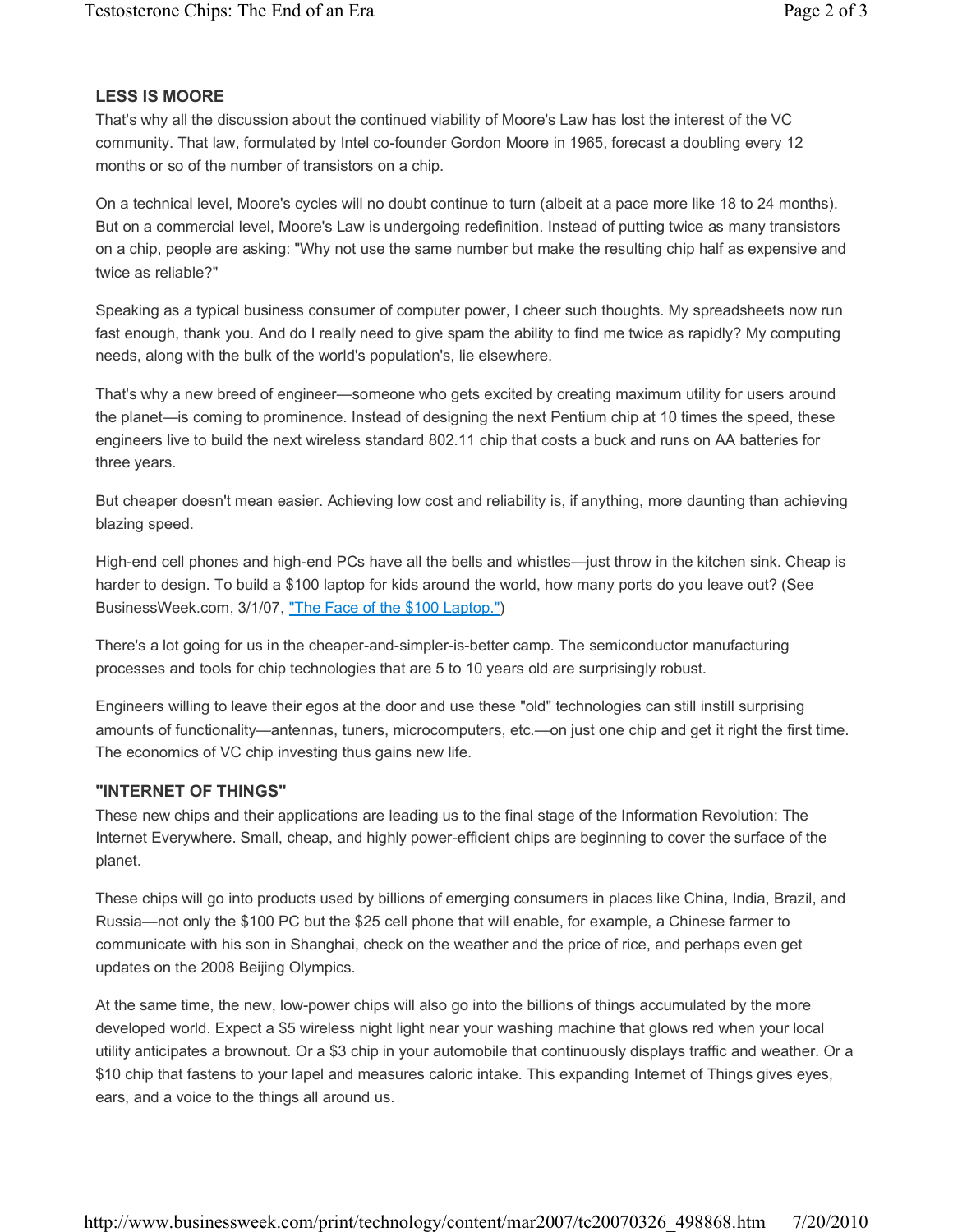## LESS IS MOORE

That's why all the discussion about the continued viability of Moore's Law has lost the interest of the VC community. That law, formulated by Intel co-founder Gordon Moore in 1965, forecast a doubling every 12 months or so of the number of transistors on a chip.

On a technical level, Moore's cycles will no doubt continue to turn (albeit at a pace more like 18 to 24 months). But on a commercial level, Moore's Law is undergoing redefinition. Instead of putting twice as many transistors on a chip, people are asking: "Why not use the same number but make the resulting chip half as expensive and twice as reliable?"

Speaking as a typical business consumer of computer power, I cheer such thoughts. My spreadsheets now run fast enough, thank you. And do I really need to give spam the ability to find me twice as rapidly? My computing needs, along with the bulk of the world's population's, lie elsewhere.

That's why a new breed of engineer—someone who gets excited by creating maximum utility for users around the planet—is coming to prominence. Instead of designing the next Pentium chip at 10 times the speed, these engineers live to build the next wireless standard 802.11 chip that costs a buck and runs on AA batteries for three years.

But cheaper doesn't mean easier. Achieving low cost and reliability is, if anything, more daunting than achieving blazing speed.

High-end cell phones and high-end PCs have all the bells and whistles—just throw in the kitchen sink. Cheap is harder to design. To build a $100 laptop for kids around the world, how many ports do you leave out? (See BusinessWeek.com, 3/1/07, "The Face of the $100 Laptop.")

There's a lot going for us in the cheaper-and-simpler-is-better camp. The semiconductor manufacturing processes and tools for chip technologies that are 5 to 10 years old are surprisingly robust.

Engineers willing to leave their egos at the door and use these "old" technologies can still instill surprising amounts of functionality—antennas, tuners, microcomputers, etc.—on just one chip and get it right the first time. The economics of VC chip investing thus gains new life.

## "INTERNET OF THINGS"

These new chips and their applications are leading us to the final stage of the Information Revolution: The Internet Everywhere. Small, cheap, and highly power-efficient chips are beginning to cover the surface of the planet.

These chips will go into products used by billions of emerging consumers in places like China, India, Brazil, and Russia—not only the $100 PC but the $25 cell phone that will enable, for example, a Chinese farmer to communicate with his son in Shanghai, check on the weather and the price of rice, and perhaps even get updates on the 2008 Beijing Olympics.

At the same time, the new, low-power chips will also go into the billions of things accumulated by the more developed world. Expect a $5 wireless night light near your washing machine that glows red when your local utility anticipates a brownout. Or a $3 chip in your automobile that continuously displays traffic and weather. Or a $10 chip that fastens to your lapel and measures caloric intake. This expanding Internet of Things gives eyes, ears, and a voice to the things all around us.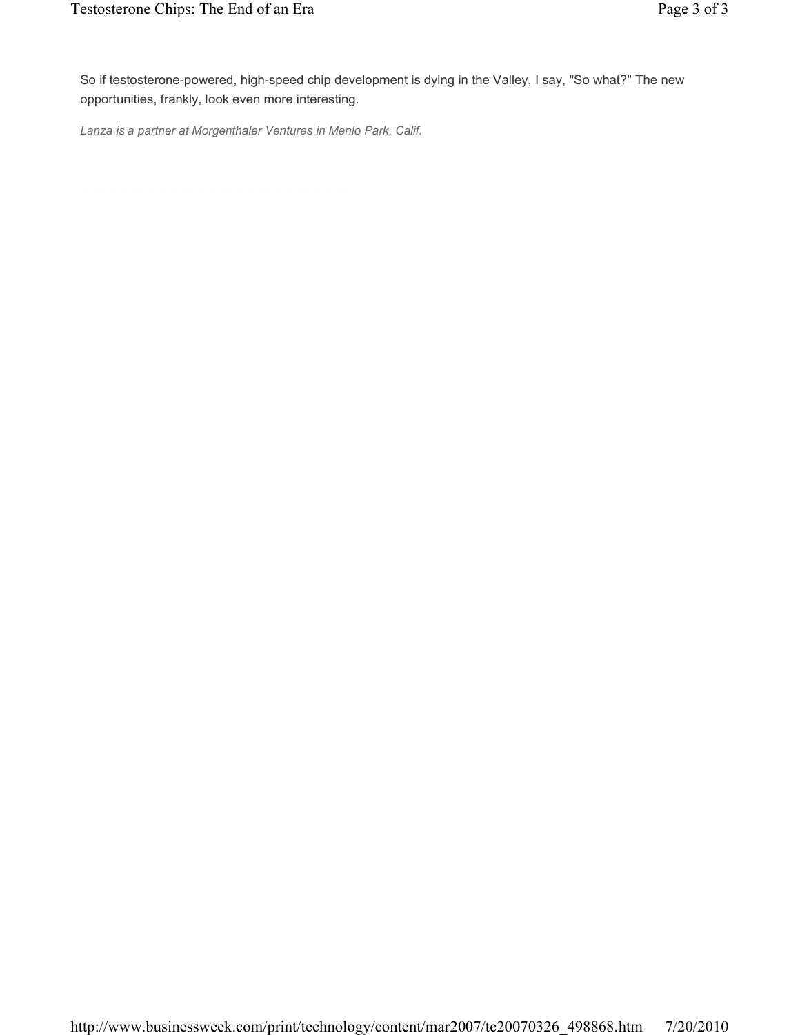So if testosterone-powered, high-speed chip development is dying in the Valley, I say, "So what?" The new opportunities, frankly, look even more interesting.

*Lanza is a partner at Morgenthaler Ventures in Menlo Park, Calif.*